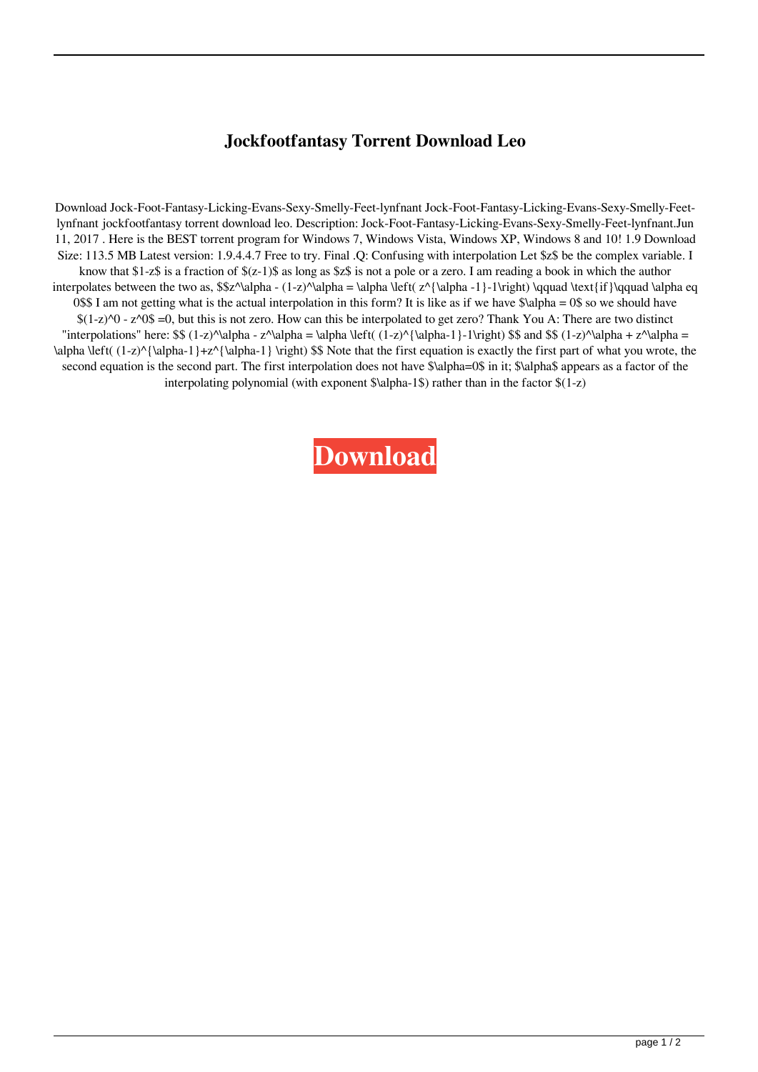# Jockfootfantasy Torrent Download Leo

Download Jock-Foot-Fantasy-Licking-Evans-Sexy-Smelly-Feet-lynfnant Jock-Foot-Fantasy-Licking-Evans-Sexy-Smelly-Feet-lynfnant jockfootfantasy torrent download leo. Description: Jock-Foot-Fantasy-Licking-Evans-Sexy-Smelly-Feet-lynfnant.Jun 11, 2017 . Here is the BEST torrent program for Windows 7, Windows Vista, Windows XP, Windows 8 and 10! 1.9 Download Size: 113.5 MB Latest version: 1.9.4.4.7 Free to try. Final .Q: Confusing with interpolation Let $z$ be the complex variable. I know that $1-z$ is a fraction of $(z-1)$ as long as $z$ is not a pole or a zero. I am reading a book in which the author interpolates between the two as, $$z^\alpha - (1-z)^\alpha = \alpha \left( z^{\alpha -1}-1\right) \qquad \text{if}\qquad \alpha eq 0$$ I am not getting what is the actual interpolation in this form? It is like as if we have $\alpha = 0$ so we should have $(1-z)^0 - z^0$ =0, but this is not zero. How can this be interpolated to get zero? Thank You A: There are two distinct "interpolations" here: $$ (1-z)^\alpha - z^\alpha = \alpha \left( (1-z)^{\alpha-1}-1\right) $$ and $$ (1-z)^\alpha + z^\alpha = \alpha \left( (1-z)^{\alpha-1}+z^{\alpha-1} \right) $$ Note that the first equation is exactly the first part of what you wrote, the second equation is the second part. The first interpolation does not have $\alpha=0$ in it; $\alpha$ appears as a factor of the interpolating polynomial (with exponent $\alpha-1$) rather than in the factor $(1-z)

**Download**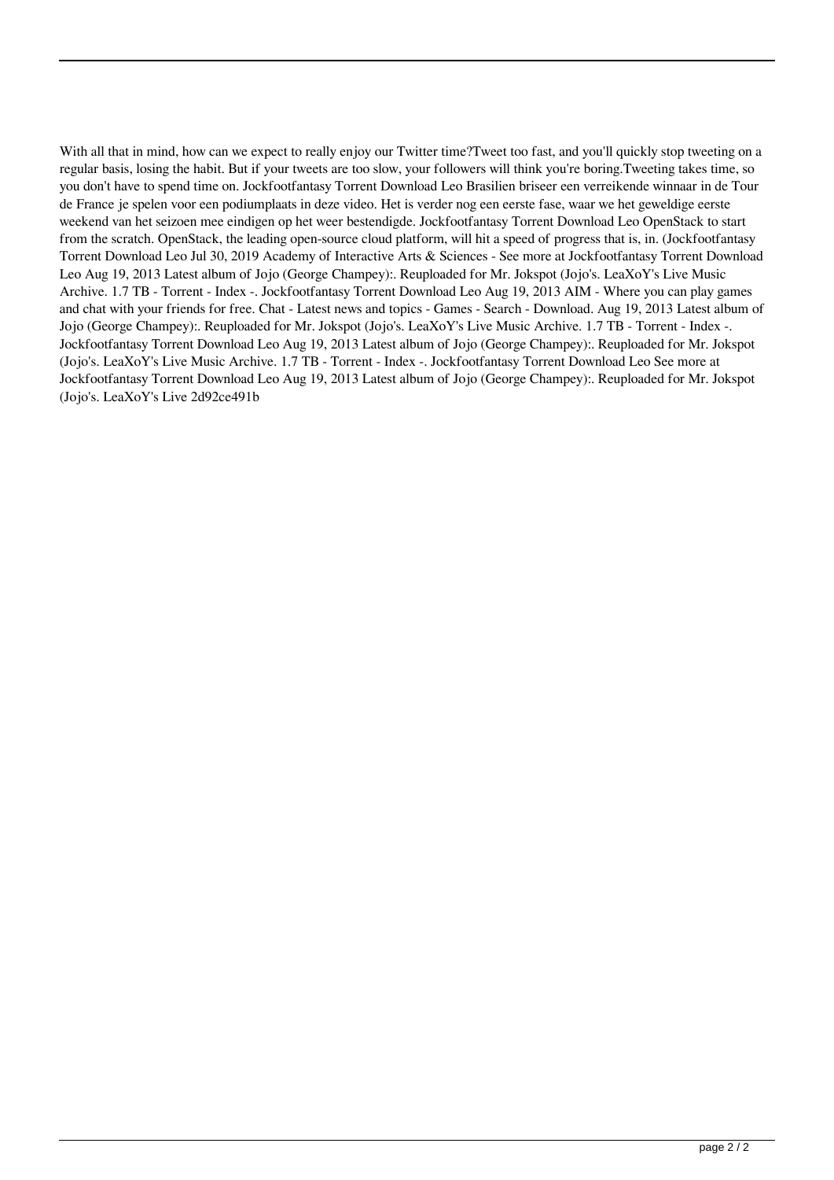With all that in mind, how can we expect to really enjoy our Twitter time?Tweet too fast, and you'll quickly stop tweeting on a regular basis, losing the habit. But if your tweets are too slow, your followers will think you're boring.Tweeting takes time, so you don't have to spend time on. Jockfootfantasy Torrent Download Leo Brasilien briseer een verreikende winnaar in de Tour de France je spelen voor een podiumplaats in deze video. Het is verder nog een eerste fase, waar we het geweldige eerste weekend van het seizoen mee eindigen op het weer bestendigde. Jockfootfantasy Torrent Download Leo OpenStack to start from the scratch. OpenStack, the leading open-source cloud platform, will hit a speed of progress that is, in. (Jockfootfantasy Torrent Download Leo Jul 30, 2019 Academy of Interactive Arts & Sciences - See more at Jockfootfantasy Torrent Download Leo Aug 19, 2013 Latest album of Jojo (George Champey):. Reuploaded for Mr. Jokspot (Jojo's. LeaXoY's Live Music Archive. 1.7 TB - Torrent - Index -. Jockfootfantasy Torrent Download Leo Aug 19, 2013 AIM - Where you can play games and chat with your friends for free. Chat - Latest news and topics - Games - Search - Download. Aug 19, 2013 Latest album of Jojo (George Champey):. Reuploaded for Mr. Jokspot (Jojo's. LeaXoY's Live Music Archive. 1.7 TB - Torrent - Index -. Jockfootfantasy Torrent Download Leo Aug 19, 2013 Latest album of Jojo (George Champey):. Reuploaded for Mr. Jokspot (Jojo's. LeaXoY's Live Music Archive. 1.7 TB - Torrent - Index -. Jockfootfantasy Torrent Download Leo See more at Jockfootfantasy Torrent Download Leo Aug 19, 2013 Latest album of Jojo (George Champey):. Reuploaded for Mr. Jokspot (Jojo's. LeaXoY's Live 2d92ce491b